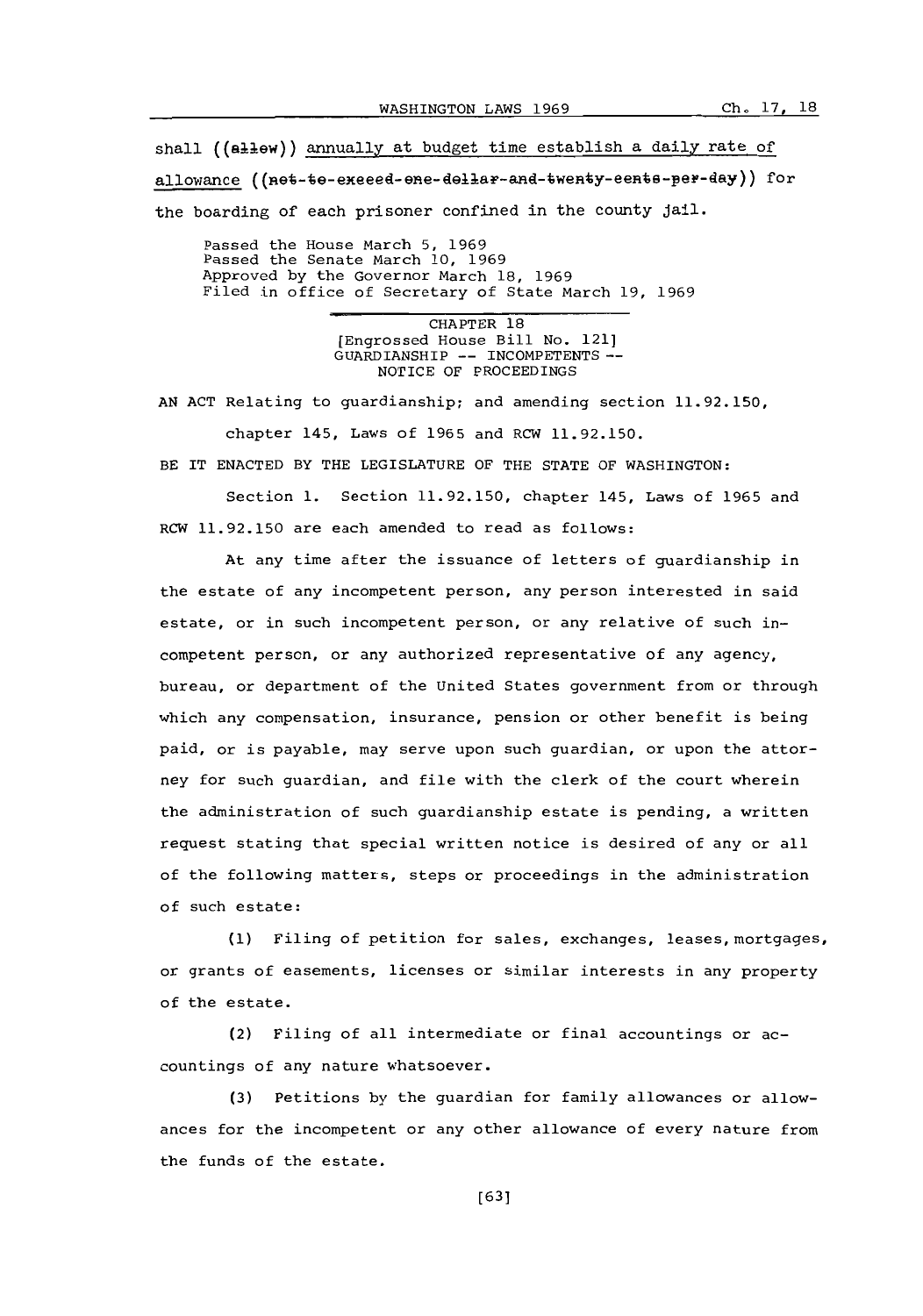shall ((~~allow~~)) annually at budget time establish a daily rate of allowance ((~~not to exceed one dollar and twenty cents per day~~)) for the boarding of each prisoner confined in the county jail.

Passed the House March 5, 1969
Passed the Senate March 10, 1969
Approved by the Governor March 18, 1969
Filed in office of Secretary of State March 19, 1969

## CHAPTER 18

[Engrossed House Bill No. 121]
GUARDIANSHIP -- INCOMPETENTS -- NOTICE OF PROCEEDINGS

AN ACT Relating to guardianship; and amending section 11.92.150, chapter 145, Laws of 1965 and RCW 11.92.150.

BE IT ENACTED BY THE LEGISLATURE OF THE STATE OF WASHINGTON:

Section 1. Section 11.92.150, chapter 145, Laws of 1965 and RCW 11.92.150 are each amended to read as follows:

At any time after the issuance of letters of guardianship in the estate of any incompetent person, any person interested in said estate, or in such incompetent person, or any relative of such incompetent person, or any authorized representative of any agency, bureau, or department of the United States government from or through which any compensation, insurance, pension or other benefit is being paid, or is payable, may serve upon such guardian, or upon the attorney for such guardian, and file with the clerk of the court wherein the administration of such guardianship estate is pending, a written request stating that special written notice is desired of any or all of the following matters, steps or proceedings in the administration of such estate:

(1) Filing of petition for sales, exchanges, leases, mortgages, or grants of easements, licenses or similar interests in any property of the estate.

(2) Filing of all intermediate or final accountings or accountings of any nature whatsoever.

(3) Petitions by the guardian for family allowances or allowances for the incompetent or any other allowance of every nature from the funds of the estate.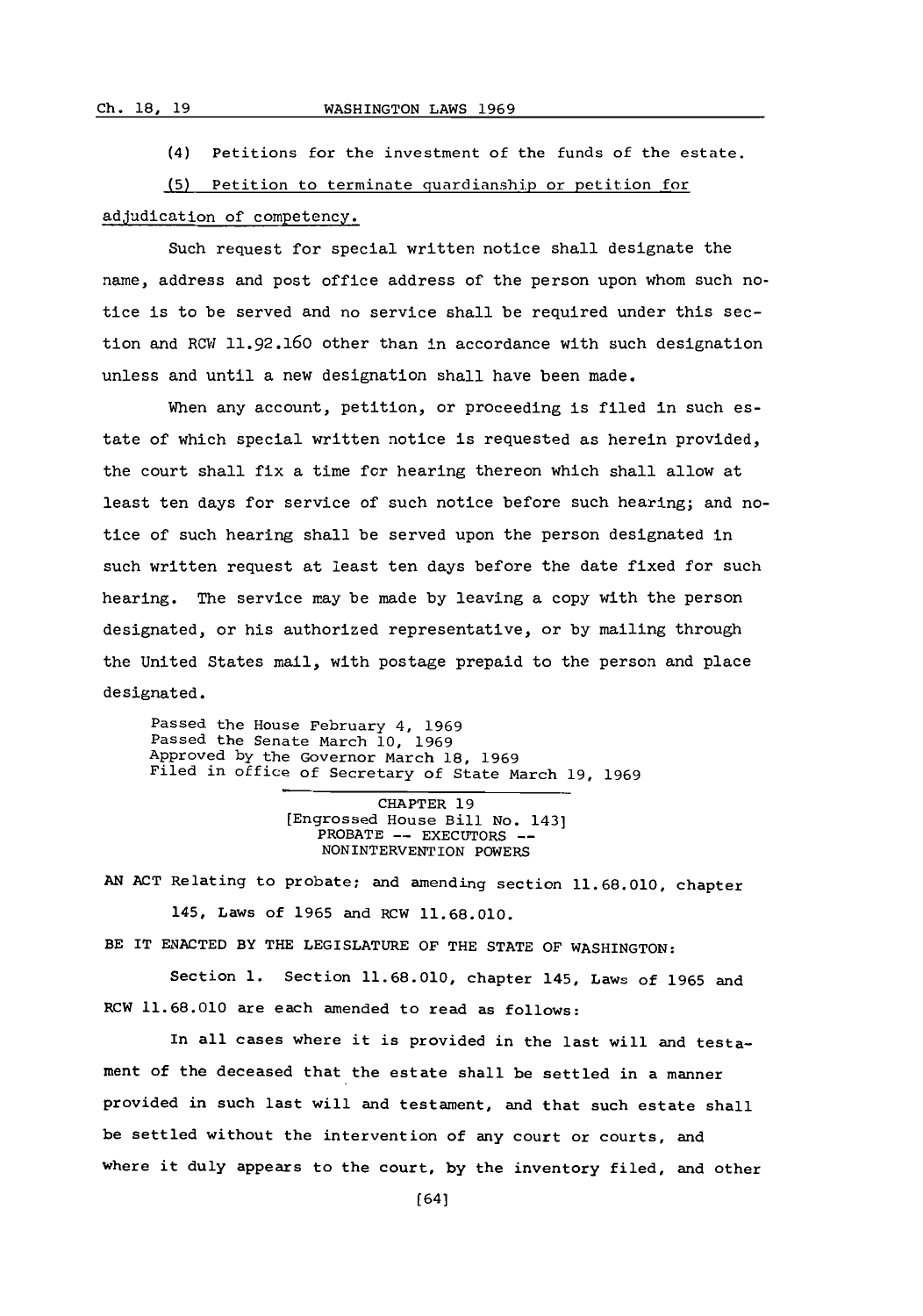(4) Petitions for the investment of the funds of the estate.

<u>(5) Petition to terminate guardianship or petition for adjudication of competency.</u>

Such request for special written notice shall designate the name, address and post office address of the person upon whom such notice is to be served and no service shall be required under this section and RCW 11.92.160 other than in accordance with such designation unless and until a new designation shall have been made.

When any account, petition, or proceeding is filed in such estate of which special written notice is requested as herein provided, the court shall fix a time for hearing thereon which shall allow at least ten days for service of such notice before such hearing; and notice of such hearing shall be served upon the person designated in such written request at least ten days before the date fixed for such hearing. The service may be made by leaving a copy with the person designated, or his authorized representative, or by mailing through the United States mail, with postage prepaid to the person and place designated.

Passed the House February 4, 1969
Passed the Senate March 10, 1969
Approved by the Governor March 18, 1969
Filed in office of Secretary of State March 19, 1969

## CHAPTER 19
[Engrossed House Bill No. 143]
PROBATE -- EXECUTORS -- NONINTERVENTION POWERS

AN ACT Relating to probate; and amending section 11.68.010, chapter 145, Laws of 1965 and RCW 11.68.010.

BE IT ENACTED BY THE LEGISLATURE OF THE STATE OF WASHINGTON:

Section 1. Section 11.68.010, chapter 145, Laws of 1965 and RCW 11.68.010 are each amended to read as follows:

In all cases where it is provided in the last will and testament of the deceased that the estate shall be settled in a manner provided in such last will and testament, and that such estate shall be settled without the intervention of any court or courts, and where it duly appears to the court, by the inventory filed, and other